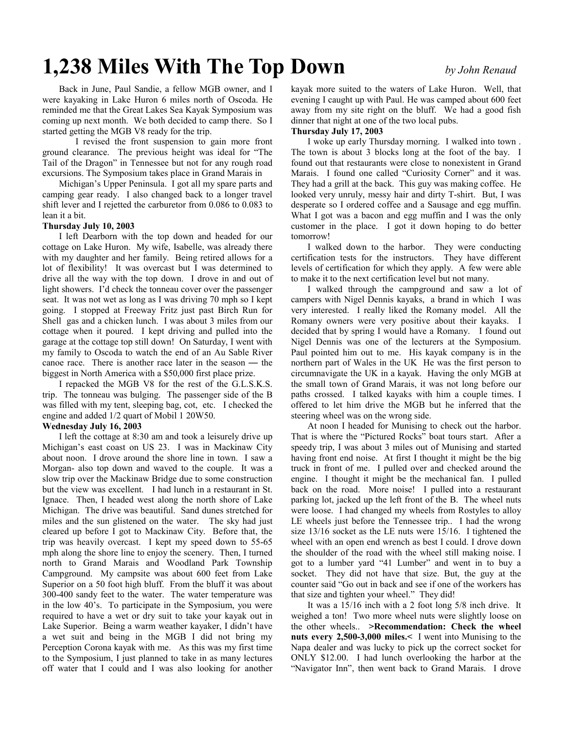# 1,238 Miles With The Top Down

*by John Renaud*

Back in June, Paul Sandie, a fellow MGB owner, and I were kayaking in Lake Huron 6 miles north of Oscoda. He reminded me that the Great Lakes Sea Kayak Symposium was coming up next month. We both decided to camp there. So I started getting the MGB V8 ready for the trip.

I revised the front suspension to gain more front ground clearance. The previous height was ideal for "The Tail of the Dragon" in Tennessee but not for any rough road excursions. The Symposium takes place in Grand Marais in

Michigan's Upper Peninsula. I got all my spare parts and camping gear ready. I also changed back to a longer travel shift lever and I rejetted the carburetor from 0.086 to 0.083 to lean it a bit.

**Thursday July 10, 2003**

I left Dearborn with the top down and headed for our cottage on Lake Huron. My wife, Isabelle, was already there with my daughter and her family. Being retired allows for a lot of flexibility! It was overcast but I was determined to drive all the way with the top down. I drove in and out of light showers. I'd check the tonneau cover over the passenger seat. It was not wet as long as I was driving 70 mph so I kept going. I stopped at Freeway Fritz just past Birch Run for Shell gas and a chicken lunch. I was about 3 miles from our cottage when it poured. I kept driving and pulled into the garage at the cottage top still down! On Saturday, I went with my family to Oscoda to watch the end of an Au Sable River canoe race. There is another race later in the season — the biggest in North America with a $50,000 first place prize.

I repacked the MGB V8 for the rest of the G.L.S.K.S. trip. The tonneau was bulging. The passenger side of the B was filled with my tent, sleeping bag, cot, etc. I checked the engine and added 1/2 quart of Mobil 1 20W50.

**Wednesday July 16, 2003**

I left the cottage at 8:30 am and took a leisurely drive up Michigan's east coast on US 23. I was in Mackinaw City about noon. I drove around the shore line in town. I saw a Morgan- also top down and waved to the couple. It was a slow trip over the Mackinaw Bridge due to some construction but the view was excellent. I had lunch in a restaurant in St. Ignace. Then, I headed west along the north shore of Lake Michigan. The drive was beautiful. Sand dunes stretched for miles and the sun glistened on the water. The sky had just cleared up before I got to Mackinaw City. Before that, the trip was heavily overcast. I kept my speed down to 55-65 mph along the shore line to enjoy the scenery. Then, I turned north to Grand Marais and Woodland Park Township Campground. My campsite was about 600 feet from Lake Superior on a 50 foot high bluff. From the bluff it was about 300-400 sandy feet to the water. The water temperature was in the low 40's. To participate in the Symposium, you were required to have a wet or dry suit to take your kayak out in Lake Superior. Being a warm weather kayaker, I didn't have a wet suit and being in the MGB I did not bring my Perception Corona kayak with me. As this was my first time to the Symposium, I just planned to take in as many lectures off water that I could and I was also looking for another kayak more suited to the waters of Lake Huron. Well, that evening I caught up with Paul. He was camped about 600 feet away from my site right on the bluff. We had a good fish dinner that night at one of the two local pubs.

**Thursday July 17, 2003**

I woke up early Thursday morning. I walked into town . The town is about 3 blocks long at the foot of the bay. I found out that restaurants were close to nonexistent in Grand Marais. I found one called "Curiosity Corner" and it was. They had a grill at the back. This guy was making coffee. He looked very unruly, messy hair and dirty T-shirt. But, I was desperate so I ordered coffee and a Sausage and egg muffin. What I got was a bacon and egg muffin and I was the only customer in the place. I got it down hoping to do better tomorrow!

I walked down to the harbor. They were conducting certification tests for the instructors. They have different levels of certification for which they apply. A few were able to make it to the next certification level but not many.

I walked through the campground and saw a lot of campers with Nigel Dennis kayaks, a brand in which I was very interested. I really liked the Romany model. All the Romany owners were very positive about their kayaks. I decided that by spring I would have a Romany. I found out Nigel Dennis was one of the lecturers at the Symposium. Paul pointed him out to me. His kayak company is in the northern part of Wales in the UK He was the first person to circumnavigate the UK in a kayak. Having the only MGB at the small town of Grand Marais, it was not long before our paths crossed. I talked kayaks with him a couple times. I offered to let him drive the MGB but he inferred that the steering wheel was on the wrong side.

At noon I headed for Munising to check out the harbor. That is where the "Pictured Rocks" boat tours start. After a speedy trip, I was about 3 miles out of Munising and started having front end noise. At first I thought it might be the big truck in front of me. I pulled over and checked around the engine. I thought it might be the mechanical fan. I pulled back on the road. More noise! I pulled into a restaurant parking lot, jacked up the left front of the B. The wheel nuts were loose. I had changed my wheels from Rostyles to alloy LE wheels just before the Tennessee trip.. I had the wrong size 13/16 socket as the LE nuts were 15/16. I tightened the wheel with an open end wrench as best I could. I drove down the shoulder of the road with the wheel still making noise. I got to a lumber yard "41 Lumber" and went in to buy a socket. They did not have that size. But, the guy at the counter said "Go out in back and see if one of the workers has that size and tighten your wheel." They did!

It was a 15/16 inch with a 2 foot long 5/8 inch drive. It weighed a ton! Two more wheel nuts were slightly loose on the other wheels.. **>Recommendation: Check the wheel nuts every 2,500-3,000 miles.<** I went into Munising to the Napa dealer and was lucky to pick up the correct socket for ONLY $12.00. I had lunch overlooking the harbor at the "Navigator Inn", then went back to Grand Marais. I drove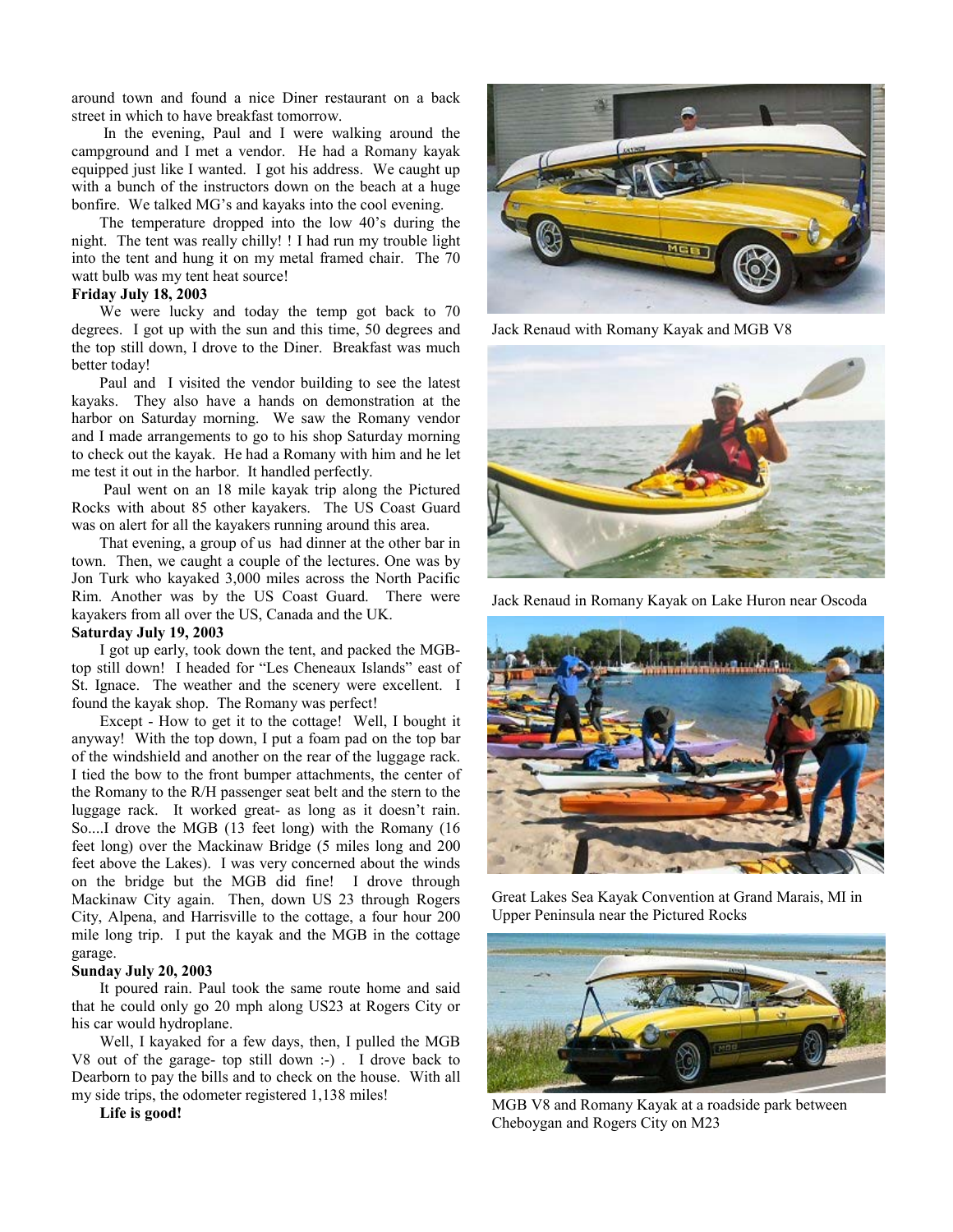around town and found a nice Diner restaurant on a back street in which to have breakfast tomorrow.

In the evening, Paul and I were walking around the campground and I met a vendor. He had a Romany kayak equipped just like I wanted. I got his address. We caught up with a bunch of the instructors down on the beach at a huge bonfire. We talked MG's and kayaks into the cool evening.

The temperature dropped into the low 40's during the night. The tent was really chilly! ! I had run my trouble light into the tent and hung it on my metal framed chair. The 70 watt bulb was my tent heat source!

**Friday July 18, 2003**

We were lucky and today the temp got back to 70 degrees. I got up with the sun and this time, 50 degrees and the top still down, I drove to the Diner. Breakfast was much better today!

Paul and I visited the vendor building to see the latest kayaks. They also have a hands on demonstration at the harbor on Saturday morning. We saw the Romany vendor and I made arrangements to go to his shop Saturday morning to check out the kayak. He had a Romany with him and he let me test it out in the harbor. It handled perfectly.

Paul went on an 18 mile kayak trip along the Pictured Rocks with about 85 other kayakers. The US Coast Guard was on alert for all the kayakers running around this area.

That evening, a group of us had dinner at the other bar in town. Then, we caught a couple of the lectures. One was by Jon Turk who kayaked 3,000 miles across the North Pacific Rim. Another was by the US Coast Guard. There were kayakers from all over the US, Canada and the UK.

**Saturday July 19, 2003**

I got up early, took down the tent, and packed the MGB- top still down! I headed for "Les Cheneaux Islands" east of St. Ignace. The weather and the scenery were excellent. I found the kayak shop. The Romany was perfect!

Except - How to get it to the cottage! Well, I bought it anyway! With the top down, I put a foam pad on the top bar of the windshield and another on the rear of the luggage rack. I tied the bow to the front bumper attachments, the center of the Romany to the R/H passenger seat belt and the stern to the luggage rack. It worked great- as long as it doesn't rain. So....I drove the MGB (13 feet long) with the Romany (16 feet long) over the Mackinaw Bridge (5 miles long and 200 feet above the Lakes). I was very concerned about the winds on the bridge but the MGB did fine! I drove through Mackinaw City again. Then, down US 23 through Rogers City, Alpena, and Harrisville to the cottage, a four hour 200 mile long trip. I put the kayak and the MGB in the cottage garage.

**Sunday July 20, 2003**

It poured rain. Paul took the same route home and said that he could only go 20 mph along US23 at Rogers City or his car would hydroplane.

Well, I kayaked for a few days, then, I pulled the MGB V8 out of the garage- top still down :-) . I drove back to Dearborn to pay the bills and to check on the house. With all my side trips, the odometer registered 1,138 miles!

**Life is good!**

Jack Renaud with Romany Kayak and MGB V8

Jack Renaud in Romany Kayak on Lake Huron near Oscoda

Great Lakes Sea Kayak Convention at Grand Marais, MI in Upper Peninsula near the Pictured Rocks

MGB V8 and Romany Kayak at a roadside park between Cheboygan and Rogers City on M23